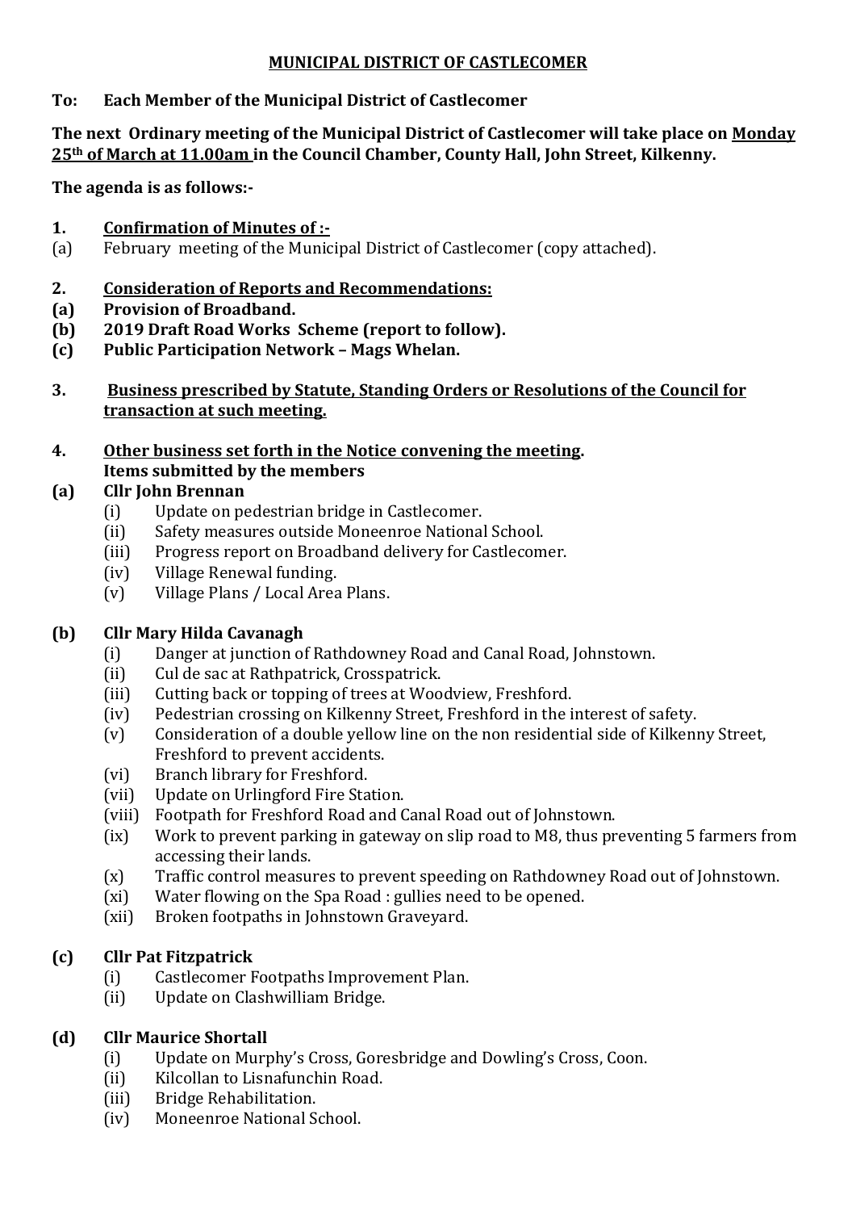# MUNICIPAL DISTRICT OF CASTLECOMER

**To: Each Member of the Municipal District of Castlecomer**

**The next Ordinary meeting of the Municipal District of Castlecomer will take place on Monday 25th of March at 11.00am in the Council Chamber, County Hall, John Street, Kilkenny.**

**The agenda is as follows:-**

**1. Confirmation of Minutes of :-**

(a) February meeting of the Municipal District of Castlecomer (copy attached).

**2. Consideration of Reports and Recommendations:**

**(a) Provision of Broadband.**

**(b) 2019 Draft Road Works Scheme (report to follow).**

**(c) Public Participation Network – Mags Whelan.**

**3. Business prescribed by Statute, Standing Orders or Resolutions of the Council for transaction at such meeting.**

**4. Other business set forth in the Notice convening the meeting.**
**Items submitted by the members**

**(a) Cllr John Brennan**

- (i) Update on pedestrian bridge in Castlecomer.
- (ii) Safety measures outside Moneenroe National School.
- (iii) Progress report on Broadband delivery for Castlecomer.
- (iv) Village Renewal funding.
- (v) Village Plans / Local Area Plans.

**(b) Cllr Mary Hilda Cavanagh**

- (i) Danger at junction of Rathdowney Road and Canal Road, Johnstown.
- (ii) Cul de sac at Rathpatrick, Crosspatrick.
- (iii) Cutting back or topping of trees at Woodview, Freshford.
- (iv) Pedestrian crossing on Kilkenny Street, Freshford in the interest of safety.
- (v) Consideration of a double yellow line on the non residential side of Kilkenny Street, Freshford to prevent accidents.
- (vi) Branch library for Freshford.
- (vii) Update on Urlingford Fire Station.
- (viii) Footpath for Freshford Road and Canal Road out of Johnstown.
- (ix) Work to prevent parking in gateway on slip road to M8, thus preventing 5 farmers from accessing their lands.
- (x) Traffic control measures to prevent speeding on Rathdowney Road out of Johnstown.
- (xi) Water flowing on the Spa Road : gullies need to be opened.
- (xii) Broken footpaths in Johnstown Graveyard.

**(c) Cllr Pat Fitzpatrick**

- (i) Castlecomer Footpaths Improvement Plan.
- (ii) Update on Clashwilliam Bridge.

**(d) Cllr Maurice Shortall**

- (i) Update on Murphy's Cross, Goresbridge and Dowling's Cross, Coon.
- (ii) Kilcollan to Lisnafunchin Road.
- (iii) Bridge Rehabilitation.
- (iv) Moneenroe National School.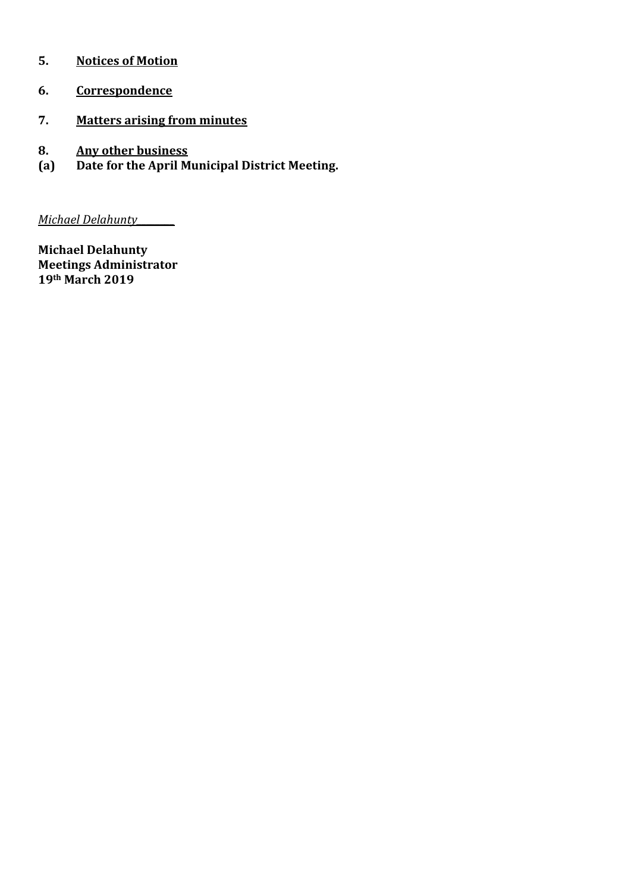**5. Notices of Motion**

**6. Correspondence**

**7. Matters arising from minutes**

**8. Any other business**

**(a) Date for the April Municipal District Meeting.**

*Michael Delahunty*\_\_\_\_\_\_\_\_

**Michael Delahunty**
**Meetings Administrator**
**19th March 2019**